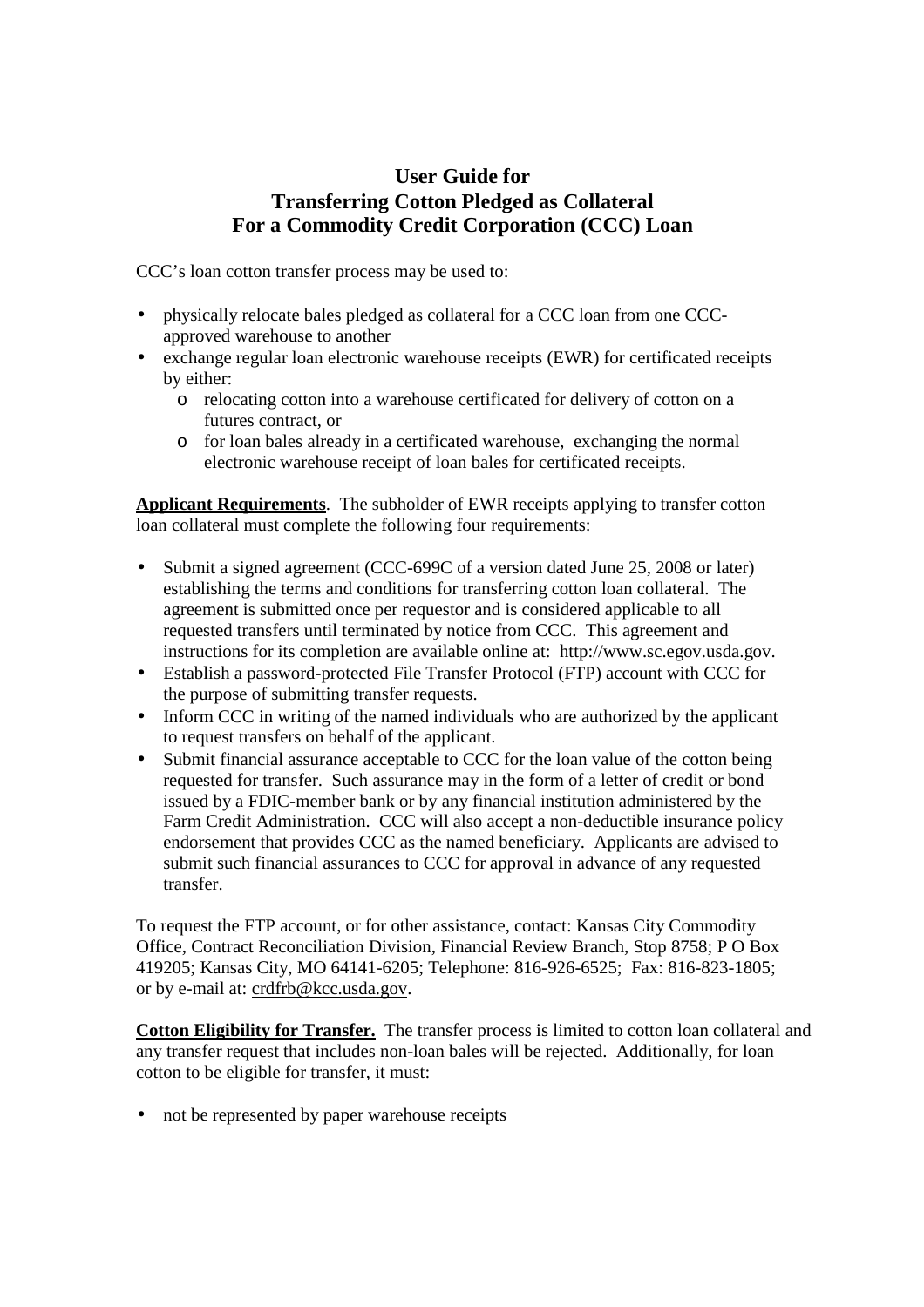# User Guide for Transferring Cotton Pledged as Collateral For a Commodity Credit Corporation (CCC) Loan

CCC's loan cotton transfer process may be used to:

- physically relocate bales pledged as collateral for a CCC loan from one CCC-approved warehouse to another
- exchange regular loan electronic warehouse receipts (EWR) for certificated receipts by either:
  - relocating cotton into a warehouse certificated for delivery of cotton on a futures contract, or
  - for loan bales already in a certificated warehouse, exchanging the normal electronic warehouse receipt of loan bales for certificated receipts.

**Applicant Requirements**. The subholder of EWR receipts applying to transfer cotton loan collateral must complete the following four requirements:

- Submit a signed agreement (CCC-699C of a version dated June 25, 2008 or later) establishing the terms and conditions for transferring cotton loan collateral. The agreement is submitted once per requestor and is considered applicable to all requested transfers until terminated by notice from CCC. This agreement and instructions for its completion are available online at: http://www.sc.egov.usda.gov.
- Establish a password-protected File Transfer Protocol (FTP) account with CCC for the purpose of submitting transfer requests.
- Inform CCC in writing of the named individuals who are authorized by the applicant to request transfers on behalf of the applicant.
- Submit financial assurance acceptable to CCC for the loan value of the cotton being requested for transfer. Such assurance may in the form of a letter of credit or bond issued by a FDIC-member bank or by any financial institution administered by the Farm Credit Administration. CCC will also accept a non-deductible insurance policy endorsement that provides CCC as the named beneficiary. Applicants are advised to submit such financial assurances to CCC for approval in advance of any requested transfer.

To request the FTP account, or for other assistance, contact: Kansas City Commodity Office, Contract Reconciliation Division, Financial Review Branch, Stop 8758; P O Box 419205; Kansas City, MO 64141-6205; Telephone: 816-926-6525; Fax: 816-823-1805; or by e-mail at: crdfrb@kcc.usda.gov.

**Cotton Eligibility for Transfer.** The transfer process is limited to cotton loan collateral and any transfer request that includes non-loan bales will be rejected. Additionally, for loan cotton to be eligible for transfer, it must:

- not be represented by paper warehouse receipts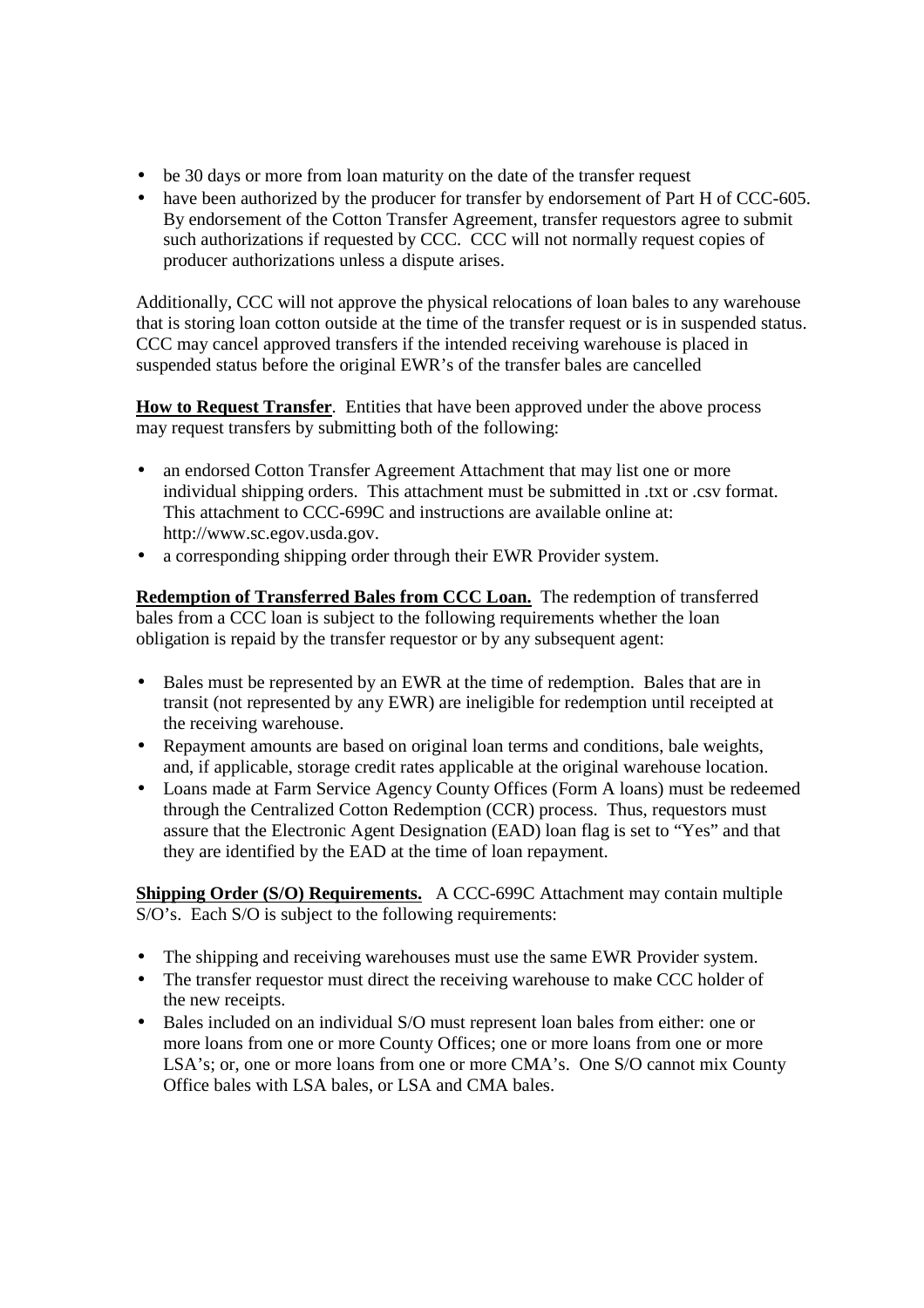- be 30 days or more from loan maturity on the date of the transfer request
- have been authorized by the producer for transfer by endorsement of Part H of CCC-605. By endorsement of the Cotton Transfer Agreement, transfer requestors agree to submit such authorizations if requested by CCC. CCC will not normally request copies of producer authorizations unless a dispute arises.

Additionally, CCC will not approve the physical relocations of loan bales to any warehouse that is storing loan cotton outside at the time of the transfer request or is in suspended status. CCC may cancel approved transfers if the intended receiving warehouse is placed in suspended status before the original EWR's of the transfer bales are cancelled

**How to Request Transfer**. Entities that have been approved under the above process may request transfers by submitting both of the following:

- an endorsed Cotton Transfer Agreement Attachment that may list one or more individual shipping orders. This attachment must be submitted in .txt or .csv format. This attachment to CCC-699C and instructions are available online at: http://www.sc.egov.usda.gov.
- a corresponding shipping order through their EWR Provider system.

**Redemption of Transferred Bales from CCC Loan.** The redemption of transferred bales from a CCC loan is subject to the following requirements whether the loan obligation is repaid by the transfer requestor or by any subsequent agent:

- Bales must be represented by an EWR at the time of redemption. Bales that are in transit (not represented by any EWR) are ineligible for redemption until receipted at the receiving warehouse.
- Repayment amounts are based on original loan terms and conditions, bale weights, and, if applicable, storage credit rates applicable at the original warehouse location.
- Loans made at Farm Service Agency County Offices (Form A loans) must be redeemed through the Centralized Cotton Redemption (CCR) process. Thus, requestors must assure that the Electronic Agent Designation (EAD) loan flag is set to "Yes" and that they are identified by the EAD at the time of loan repayment.

**Shipping Order (S/O) Requirements.** A CCC-699C Attachment may contain multiple S/O's. Each S/O is subject to the following requirements:

- The shipping and receiving warehouses must use the same EWR Provider system.
- The transfer requestor must direct the receiving warehouse to make CCC holder of the new receipts.
- Bales included on an individual S/O must represent loan bales from either: one or more loans from one or more County Offices; one or more loans from one or more LSA's; or, one or more loans from one or more CMA's. One S/O cannot mix County Office bales with LSA bales, or LSA and CMA bales.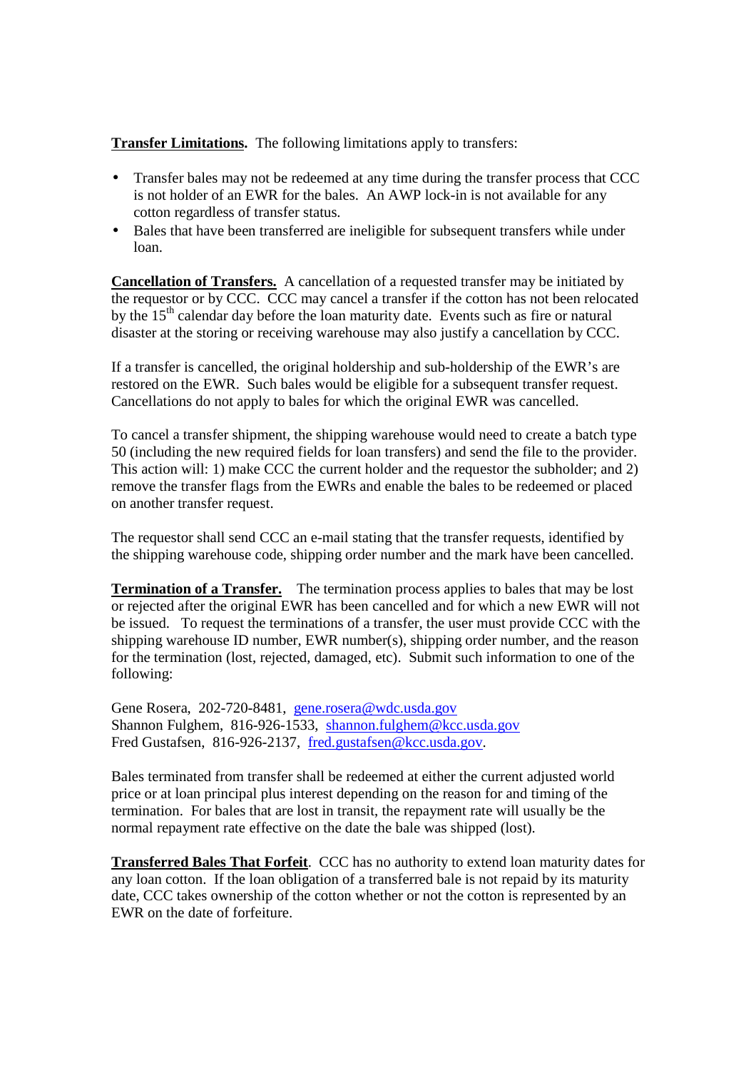**Transfer Limitations.** The following limitations apply to transfers:

- Transfer bales may not be redeemed at any time during the transfer process that CCC is not holder of an EWR for the bales. An AWP lock-in is not available for any cotton regardless of transfer status.
- Bales that have been transferred are ineligible for subsequent transfers while under loan.

**Cancellation of Transfers.** A cancellation of a requested transfer may be initiated by the requestor or by CCC. CCC may cancel a transfer if the cotton has not been relocated by the 15th calendar day before the loan maturity date. Events such as fire or natural disaster at the storing or receiving warehouse may also justify a cancellation by CCC.

If a transfer is cancelled, the original holdership and sub-holdership of the EWR's are restored on the EWR. Such bales would be eligible for a subsequent transfer request. Cancellations do not apply to bales for which the original EWR was cancelled.

To cancel a transfer shipment, the shipping warehouse would need to create a batch type 50 (including the new required fields for loan transfers) and send the file to the provider. This action will: 1) make CCC the current holder and the requestor the subholder; and 2) remove the transfer flags from the EWRs and enable the bales to be redeemed or placed on another transfer request.

The requestor shall send CCC an e-mail stating that the transfer requests, identified by the shipping warehouse code, shipping order number and the mark have been cancelled.

**Termination of a Transfer.** The termination process applies to bales that may be lost or rejected after the original EWR has been cancelled and for which a new EWR will not be issued. To request the terminations of a transfer, the user must provide CCC with the shipping warehouse ID number, EWR number(s), shipping order number, and the reason for the termination (lost, rejected, damaged, etc). Submit such information to one of the following:

Gene Rosera, 202-720-8481, gene.rosera@wdc.usda.gov
Shannon Fulghem, 816-926-1533, shannon.fulghem@kcc.usda.gov
Fred Gustafsen, 816-926-2137, fred.gustafsen@kcc.usda.gov.

Bales terminated from transfer shall be redeemed at either the current adjusted world price or at loan principal plus interest depending on the reason for and timing of the termination. For bales that are lost in transit, the repayment rate will usually be the normal repayment rate effective on the date the bale was shipped (lost).

**Transferred Bales That Forfeit.** CCC has no authority to extend loan maturity dates for any loan cotton. If the loan obligation of a transferred bale is not repaid by its maturity date, CCC takes ownership of the cotton whether or not the cotton is represented by an EWR on the date of forfeiture.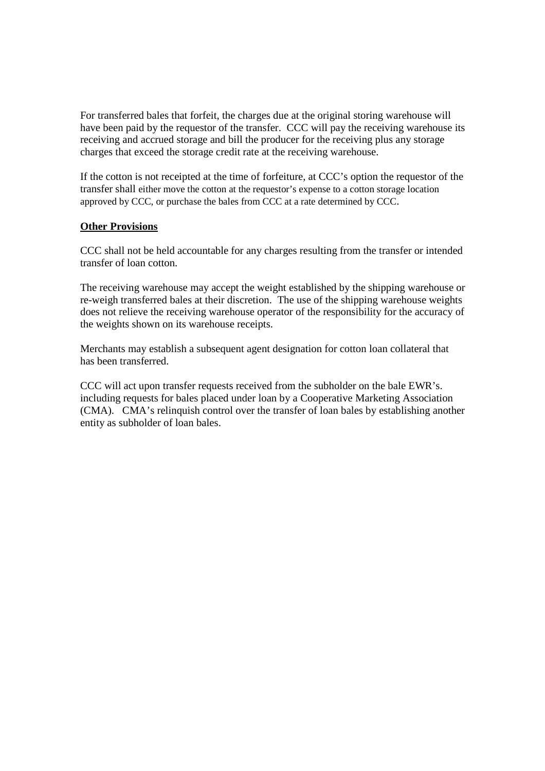For transferred bales that forfeit, the charges due at the original storing warehouse will have been paid by the requestor of the transfer. CCC will pay the receiving warehouse its receiving and accrued storage and bill the producer for the receiving plus any storage charges that exceed the storage credit rate at the receiving warehouse.

If the cotton is not receipted at the time of forfeiture, at CCC's option the requestor of the transfer shall either move the cotton at the requestor's expense to a cotton storage location approved by CCC, or purchase the bales from CCC at a rate determined by CCC.

**Other Provisions**

CCC shall not be held accountable for any charges resulting from the transfer or intended transfer of loan cotton.

The receiving warehouse may accept the weight established by the shipping warehouse or re-weigh transferred bales at their discretion. The use of the shipping warehouse weights does not relieve the receiving warehouse operator of the responsibility for the accuracy of the weights shown on its warehouse receipts.

Merchants may establish a subsequent agent designation for cotton loan collateral that has been transferred.

CCC will act upon transfer requests received from the subholder on the bale EWR's. including requests for bales placed under loan by a Cooperative Marketing Association (CMA). CMA's relinquish control over the transfer of loan bales by establishing another entity as subholder of loan bales.